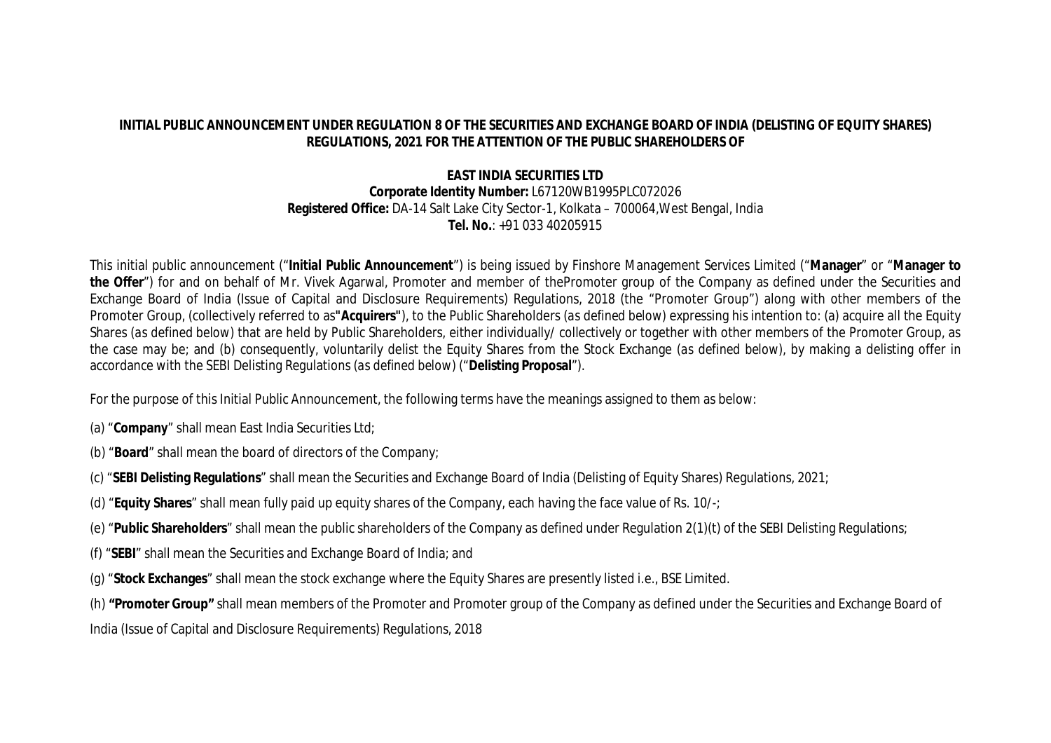**INITIAL PUBLIC ANNOUNCEMENT UNDER REGULATION 8 OF THE SECURITIES AND EXCHANGE BOARD OF INDIA (DELISTING OF EQUITY SHARES) REGULATIONS, 2021 FOR THE ATTENTION OF THE PUBLIC SHAREHOLDERS OF**

**EAST INDIA SECURITIES LTD**

**Corporate Identity Number:** L67120WB1995PLC072026

**Registered Office:** DA-14 Salt Lake City Sector-1, Kolkata – 700064,West Bengal, India

**Tel. No.**: +91 033 40205915

This initial public announcement ("**Initial Public Announcement**") is being issued by Finshore Management Services Limited ("**Manager**" or "**Manager to the Offer**") for and on behalf of Mr. Vivek Agarwal, Promoter and member of thePromoter group of the Company as defined under the Securities and Exchange Board of India (Issue of Capital and Disclosure Requirements) Regulations, 2018 (the "Promoter Group") along with other members of the Promoter Group, (collectively referred to as**"Acquirers"**), to the Public Shareholders (as defined below) expressing his intention to: (a) acquire all the Equity Shares (as defined below) that are held by Public Shareholders, either individually/ collectively or together with other members of the Promoter Group, as the case may be; and (b) consequently, voluntarily delist the Equity Shares from the Stock Exchange (as defined below), by making a delisting offer in accordance with the SEBI Delisting Regulations (as defined below) ("**Delisting Proposal**").

For the purpose of this Initial Public Announcement, the following terms have the meanings assigned to them as below:

(a) "**Company**" shall mean East India Securities Ltd;

(b) "**Board**" shall mean the board of directors of the Company;

(c) "**SEBI Delisting Regulations**" shall mean the Securities and Exchange Board of India (Delisting of Equity Shares) Regulations, 2021;

(d) "**Equity Shares**" shall mean fully paid up equity shares of the Company, each having the face value of Rs. 10/-;

(e) "**Public Shareholders**" shall mean the public shareholders of the Company as defined under Regulation 2(1)(t) of the SEBI Delisting Regulations;

(f) "**SEBI**" shall mean the Securities and Exchange Board of India; and

(g) "**Stock Exchanges**" shall mean the stock exchange where the Equity Shares are presently listed i.e., BSE Limited.

(h) **"Promoter Group"** shall mean members of the Promoter and Promoter group of the Company as defined under the Securities and Exchange Board of India (Issue of Capital and Disclosure Requirements) Regulations, 2018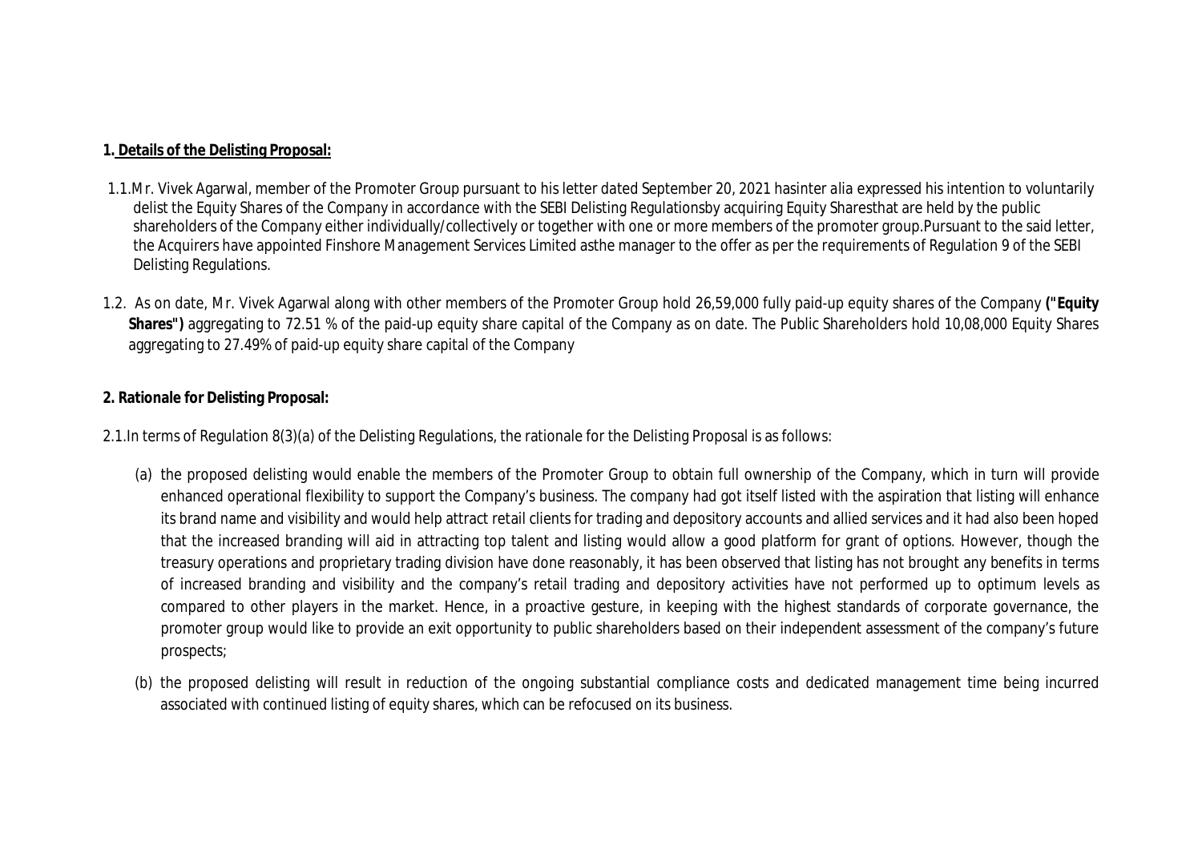**1. Details of the Delisting Proposal:**

1.1. Mr. Vivek Agarwal, member of the Promoter Group pursuant to his letter dated September 20, 2021 hasinter alia expressed his intention to voluntarily delist the Equity Shares of the Company in accordance with the SEBI Delisting Regulationsby acquiring Equity Sharesthat are held by the public shareholders of the Company either individually/collectively or together with one or more members of the promoter group.Pursuant to the said letter, the Acquirers have appointed Finshore Management Services Limited asthe manager to the offer as per the requirements of Regulation 9 of the SEBI Delisting Regulations.

1.2. As on date, Mr. Vivek Agarwal along with other members of the Promoter Group hold 26,59,000 fully paid-up equity shares of the Company **("Equity Shares")** aggregating to 72.51 % of the paid-up equity share capital of the Company as on date. The Public Shareholders hold 10,08,000 Equity Shares aggregating to 27.49% of paid-up equity share capital of the Company

**2. Rationale for Delisting Proposal:**

2.1. In terms of Regulation 8(3)(a) of the Delisting Regulations, the rationale for the Delisting Proposal is as follows:

(a) the proposed delisting would enable the members of the Promoter Group to obtain full ownership of the Company, which in turn will provide enhanced operational flexibility to support the Company's business. The company had got itself listed with the aspiration that listing will enhance its brand name and visibility and would help attract retail clients for trading and depository accounts and allied services and it had also been hoped that the increased branding will aid in attracting top talent and listing would allow a good platform for grant of options. However, though the treasury operations and proprietary trading division have done reasonably, it has been observed that listing has not brought any benefits in terms of increased branding and visibility and the company's retail trading and depository activities have not performed up to optimum levels as compared to other players in the market. Hence, in a proactive gesture, in keeping with the highest standards of corporate governance, the promoter group would like to provide an exit opportunity to public shareholders based on their independent assessment of the company's future prospects;

(b) the proposed delisting will result in reduction of the ongoing substantial compliance costs and dedicated management time being incurred associated with continued listing of equity shares, which can be refocused on its business.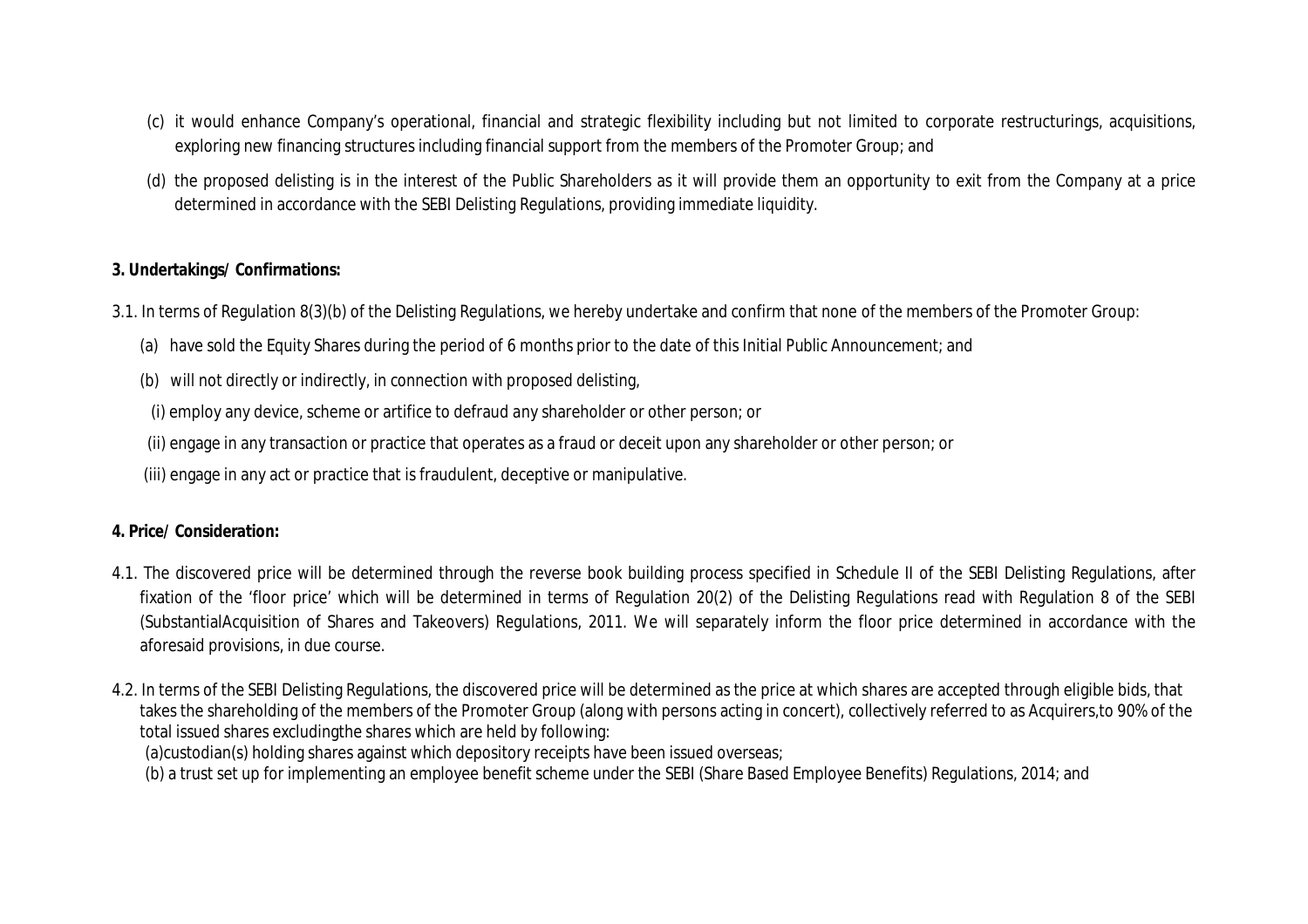(c) it would enhance Company's operational, financial and strategic flexibility including but not limited to corporate restructurings, acquisitions, exploring new financing structures including financial support from the members of the Promoter Group; and

(d) the proposed delisting is in the interest of the Public Shareholders as it will provide them an opportunity to exit from the Company at a price determined in accordance with the SEBI Delisting Regulations, providing immediate liquidity.

**3. Undertakings/ Confirmations:**

3.1. In terms of Regulation 8(3)(b) of the Delisting Regulations, we hereby undertake and confirm that none of the members of the Promoter Group:

(a) have sold the Equity Shares during the period of 6 months prior to the date of this Initial Public Announcement; and

(b) will not directly or indirectly, in connection with proposed delisting,

(i) employ any device, scheme or artifice to defraud any shareholder or other person; or

(ii) engage in any transaction or practice that operates as a fraud or deceit upon any shareholder or other person; or

(iii) engage in any act or practice that is fraudulent, deceptive or manipulative.

**4. Price/ Consideration:**

4.1. The discovered price will be determined through the reverse book building process specified in Schedule II of the SEBI Delisting Regulations, after fixation of the 'floor price' which will be determined in terms of Regulation 20(2) of the Delisting Regulations read with Regulation 8 of the SEBI (SubstantialAcquisition of Shares and Takeovers) Regulations, 2011. We will separately inform the floor price determined in accordance with the aforesaid provisions, in due course.

4.2. In terms of the SEBI Delisting Regulations, the discovered price will be determined as the price at which shares are accepted through eligible bids, that takes the shareholding of the members of the Promoter Group (along with persons acting in concert), collectively referred to as Acquirers,to 90% of the total issued shares excludingthe shares which are held by following:

(a)custodian(s) holding shares against which depository receipts have been issued overseas;

(b) a trust set up for implementing an employee benefit scheme under the SEBI (Share Based Employee Benefits) Regulations, 2014; and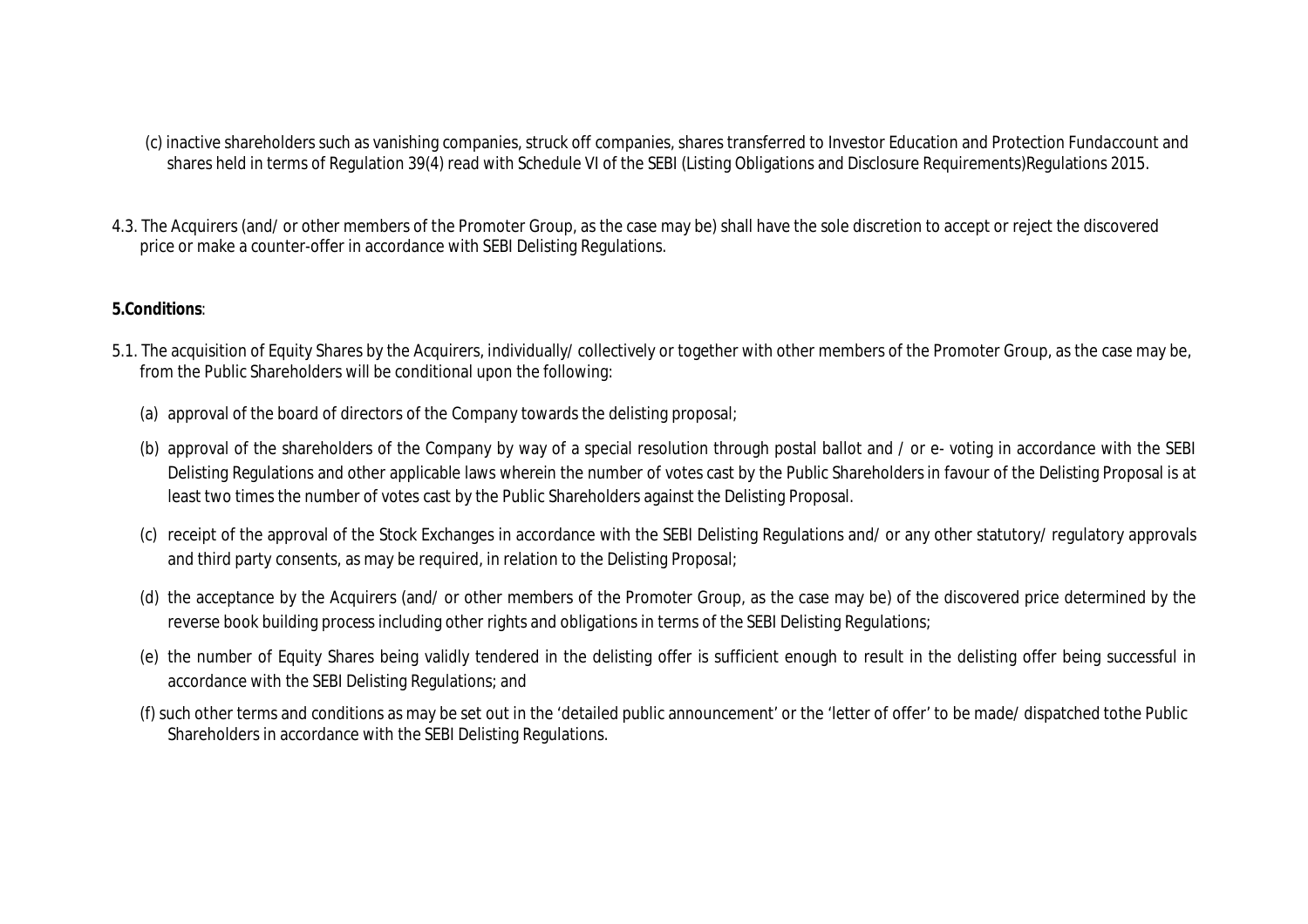(c) inactive shareholders such as vanishing companies, struck off companies, shares transferred to Investor Education and Protection Fundaccount and shares held in terms of Regulation 39(4) read with Schedule VI of the SEBI (Listing Obligations and Disclosure Requirements)Regulations 2015.

4.3. The Acquirers (and/ or other members of the Promoter Group, as the case may be) shall have the sole discretion to accept or reject the discovered price or make a counter-offer in accordance with SEBI Delisting Regulations.

**5.Conditions**:

5.1. The acquisition of Equity Shares by the Acquirers, individually/ collectively or together with other members of the Promoter Group, as the case may be, from the Public Shareholders will be conditional upon the following:

(a) approval of the board of directors of the Company towards the delisting proposal;

(b) approval of the shareholders of the Company by way of a special resolution through postal ballot and / or e- voting in accordance with the SEBI Delisting Regulations and other applicable laws wherein the number of votes cast by the Public Shareholders in favour of the Delisting Proposal is at least two times the number of votes cast by the Public Shareholders against the Delisting Proposal.

(c) receipt of the approval of the Stock Exchanges in accordance with the SEBI Delisting Regulations and/ or any other statutory/ regulatory approvals and third party consents, as may be required, in relation to the Delisting Proposal;

(d) the acceptance by the Acquirers (and/ or other members of the Promoter Group, as the case may be) of the discovered price determined by the reverse book building process including other rights and obligations in terms of the SEBI Delisting Regulations;

(e) the number of Equity Shares being validly tendered in the delisting offer is sufficient enough to result in the delisting offer being successful in accordance with the SEBI Delisting Regulations; and

(f) such other terms and conditions as may be set out in the 'detailed public announcement' or the 'letter of offer' to be made/ dispatched tothe Public Shareholders in accordance with the SEBI Delisting Regulations.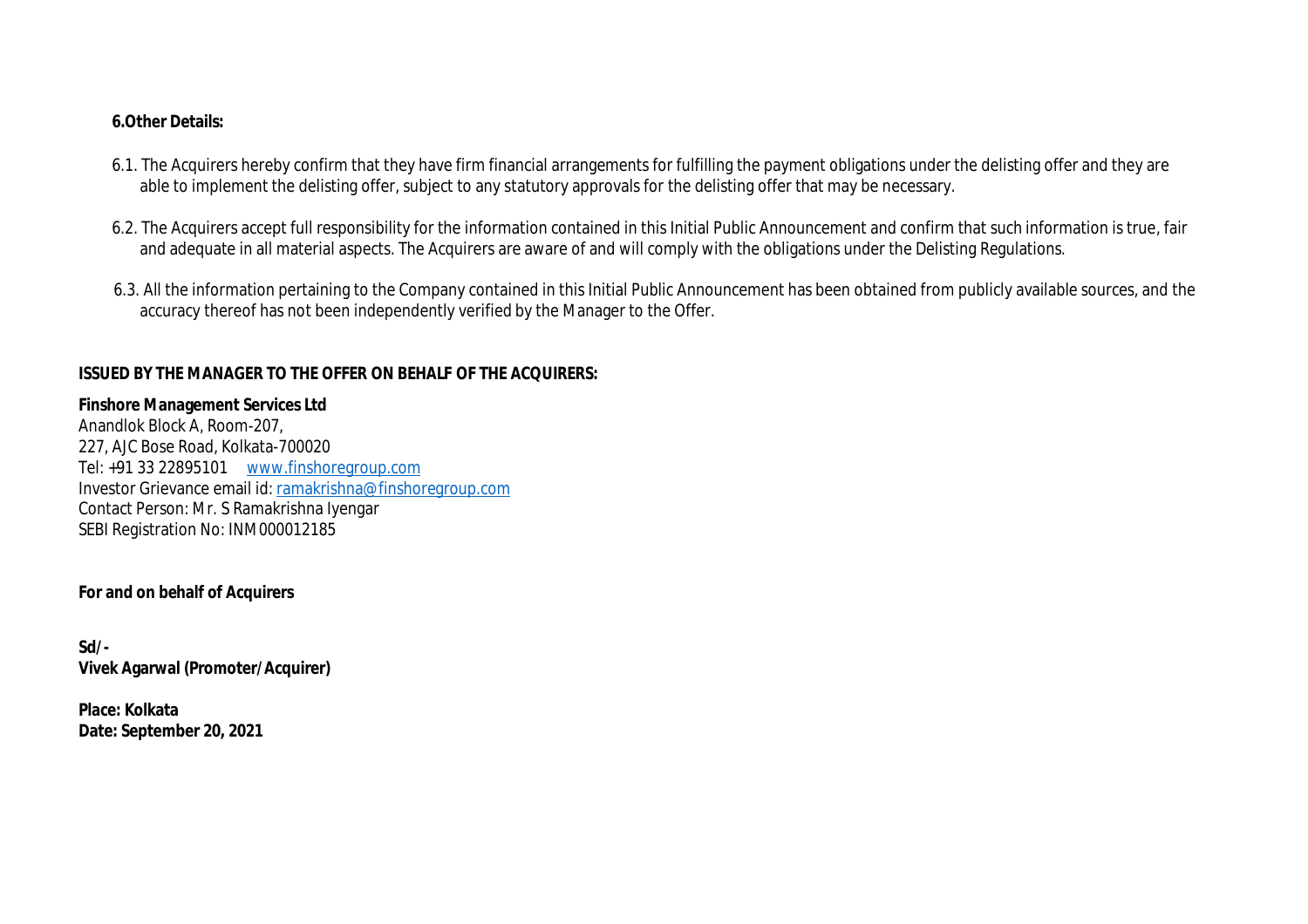**6.Other Details:**

6.1. The Acquirers hereby confirm that they have firm financial arrangements for fulfilling the payment obligations under the delisting offer and they are able to implement the delisting offer, subject to any statutory approvals for the delisting offer that may be necessary.

6.2. The Acquirers accept full responsibility for the information contained in this Initial Public Announcement and confirm that such information is true, fair and adequate in all material aspects. The Acquirers are aware of and will comply with the obligations under the Delisting Regulations.

6.3. All the information pertaining to the Company contained in this Initial Public Announcement has been obtained from publicly available sources, and the accuracy thereof has not been independently verified by the Manager to the Offer.

**ISSUED BY THE MANAGER TO THE OFFER ON BEHALF OF THE ACQUIRERS:**

**Finshore Management Services Ltd**
Anandlok Block A, Room-207,
227, AJC Bose Road, Kolkata-700020
Tel: +91 33 22895101 www.finshoregroup.com
Investor Grievance email id: ramakrishna@finshoregroup.com
Contact Person: Mr. S Ramakrishna Iyengar
SEBI Registration No: INM000012185

**For and on behalf of Acquirers**

**Sd/-**
**Vivek Agarwal (Promoter/Acquirer)**

**Place: Kolkata**
**Date: September 20, 2021**